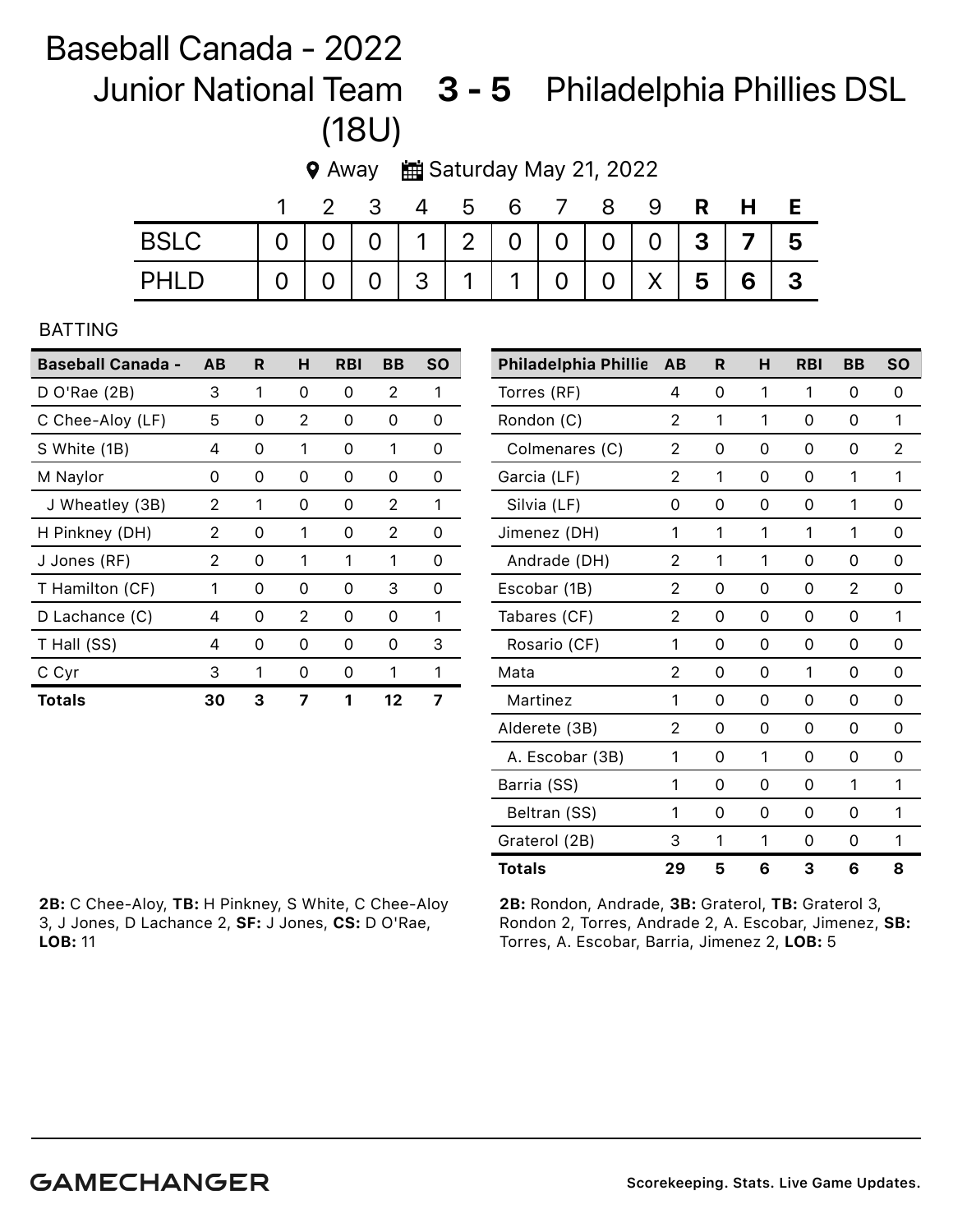# Baseball Canada - 2022 Junior National Team (18U) 3 - 5 Philadelphia Phillies DSL

Away | Saturday May 21, 2022

| | 1 | 2 | 3 | 4 | 5 | 6 | 7 | 8 | 9 | R | H | E |
|---|---|---|---|---|---|---|---|---|---|---|---|---|
| BSLC | 0 | 0 | 0 | 1 | 2 | 0 | 0 | 0 | 0 | 3 | 7 | 5 |
| PHLD | 0 | 0 | 0 | 3 | 1 | 1 | 0 | 0 | X | 5 | 6 | 3 |

## BATTING

| Baseball Canada - | AB | R | H | RBI | BB | SO |
|---|---|---|---|---|---|---|
| D O'Rae (2B) | 3 | 1 | 0 | 0 | 2 | 1 |
| C Chee-Aloy (LF) | 5 | 0 | 2 | 0 | 0 | 0 |
| S White (1B) | 4 | 0 | 1 | 0 | 1 | 0 |
| M Naylor | 0 | 0 | 0 | 0 | 0 | 0 |
| J Wheatley (3B) | 2 | 1 | 0 | 0 | 2 | 1 |
| H Pinkney (DH) | 2 | 0 | 1 | 0 | 2 | 0 |
| J Jones (RF) | 2 | 0 | 1 | 1 | 1 | 0 |
| T Hamilton (CF) | 1 | 0 | 0 | 0 | 3 | 0 |
| D Lachance (C) | 4 | 0 | 2 | 0 | 0 | 1 |
| T Hall (SS) | 4 | 0 | 0 | 0 | 0 | 3 |
| C Cyr | 3 | 1 | 0 | 0 | 1 | 1 |
| **Totals** | **30** | **3** | **7** | **1** | **12** | **7** |

**2B:** C Chee-Aloy, **TB:** H Pinkney, S White, C Chee-Aloy 3, J Jones, D Lachance 2, **SF:** J Jones, **CS:** D O'Rae, **LOB:** 11

| Philadelphia Phillie | AB | R | H | RBI | BB | SO |
|---|---|---|---|---|---|---|
| Torres (RF) | 4 | 0 | 1 | 1 | 0 | 0 |
| Rondon (C) | 2 | 1 | 1 | 0 | 0 | 1 |
| Colmenares (C) | 2 | 0 | 0 | 0 | 0 | 2 |
| Garcia (LF) | 2 | 1 | 0 | 0 | 1 | 1 |
| Silvia (LF) | 0 | 0 | 0 | 0 | 1 | 0 |
| Jimenez (DH) | 1 | 1 | 1 | 1 | 1 | 0 |
| Andrade (DH) | 2 | 1 | 1 | 0 | 0 | 0 |
| Escobar (1B) | 2 | 0 | 0 | 0 | 2 | 0 |
| Tabares (CF) | 2 | 0 | 0 | 0 | 0 | 1 |
| Rosario (CF) | 1 | 0 | 0 | 0 | 0 | 0 |
| Mata | 2 | 0 | 0 | 1 | 0 | 0 |
| Martinez | 1 | 0 | 0 | 0 | 0 | 0 |
| Alderete (3B) | 2 | 0 | 0 | 0 | 0 | 0 |
| A. Escobar (3B) | 1 | 0 | 1 | 0 | 0 | 0 |
| Barria (SS) | 1 | 0 | 0 | 0 | 1 | 1 |
| Beltran (SS) | 1 | 0 | 0 | 0 | 0 | 1 |
| Graterol (2B) | 3 | 1 | 1 | 0 | 0 | 1 |
| **Totals** | **29** | **5** | **6** | **3** | **6** | **8** |

**2B:** Rondon, Andrade, **3B:** Graterol, **TB:** Graterol 3, Rondon 2, Torres, Andrade 2, A. Escobar, Jimenez, **SB:** Torres, A. Escobar, Barria, Jimenez 2, **LOB:** 5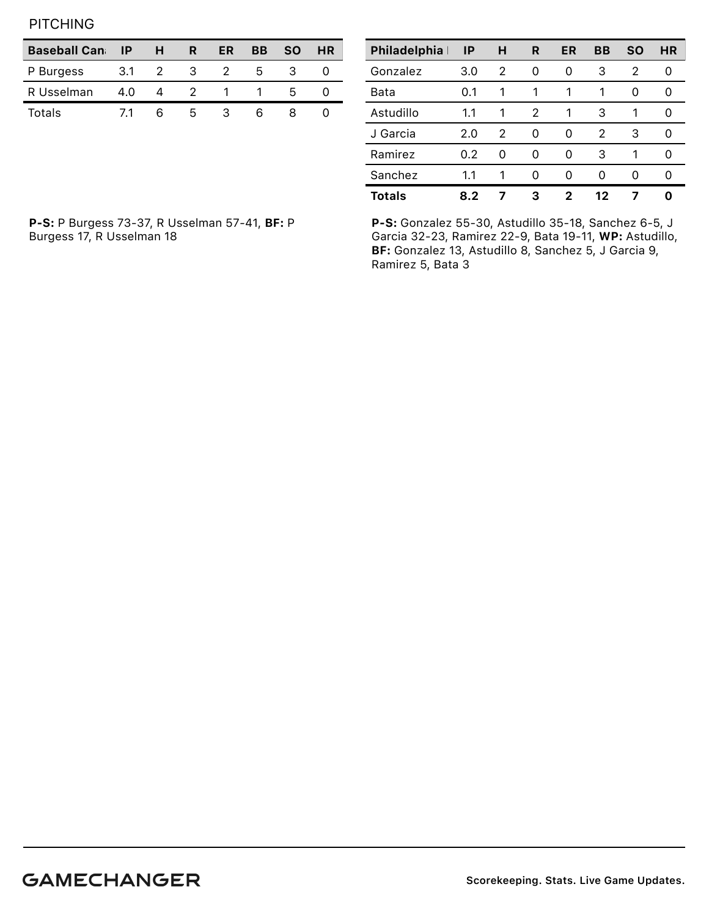PITCHING

| Baseball Can | IP | H | R | ER | BB | SO | HR |
|---|---|---|---|---|---|---|---|
| P Burgess | 3.1 | 2 | 3 | 2 | 5 | 3 | 0 |
| R Usselman | 4.0 | 4 | 2 | 1 | 1 | 5 | 0 |
| Totals | 7.1 | 6 | 5 | 3 | 6 | 8 | 0 |

**P-S:** P Burgess 73-37, R Usselman 57-41, **BF:** P Burgess 17, R Usselman 18

| Philadelphia | IP | H | R | ER | BB | SO | HR |
|---|---|---|---|---|---|---|---|
| Gonzalez | 3.0 | 2 | 0 | 0 | 3 | 2 | 0 |
| Bata | 0.1 | 1 | 1 | 1 | 1 | 0 | 0 |
| Astudillo | 1.1 | 1 | 2 | 1 | 3 | 1 | 0 |
| J Garcia | 2.0 | 2 | 0 | 0 | 2 | 3 | 0 |
| Ramirez | 0.2 | 0 | 0 | 0 | 3 | 1 | 0 |
| Sanchez | 1.1 | 1 | 0 | 0 | 0 | 0 | 0 |
| **Totals** | **8.2** | **7** | **3** | **2** | **12** | **7** | **0** |

**P-S:** Gonzalez 55-30, Astudillo 35-18, Sanchez 6-5, J Garcia 32-23, Ramirez 22-9, Bata 19-11, **WP:** Astudillo, **BF:** Gonzalez 13, Astudillo 8, Sanchez 5, J Garcia 9, Ramirez 5, Bata 3